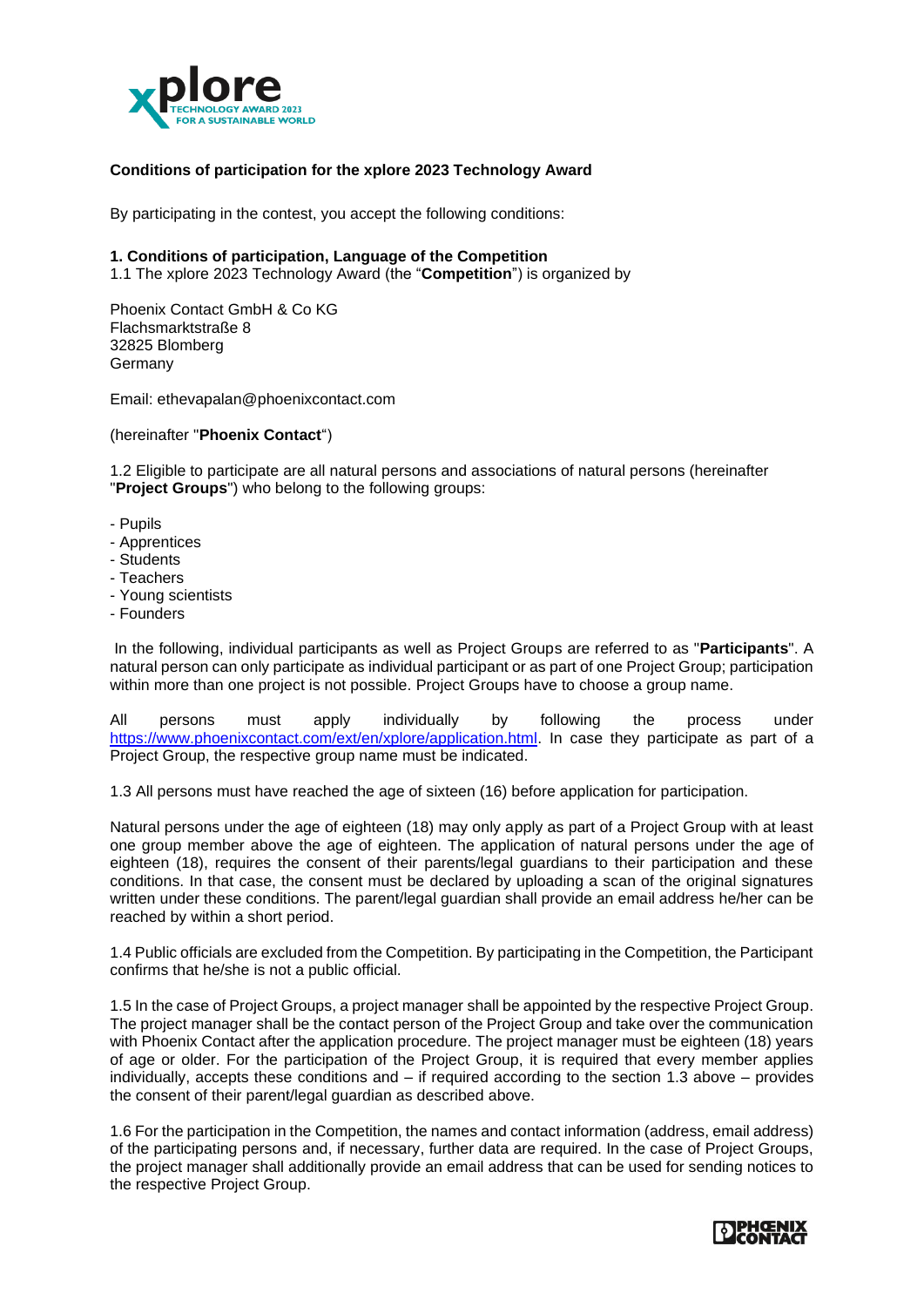**Conditions of participation for the xplore 2023 Technology Award**

By participating in the contest, you accept the following conditions:

**1. Conditions of participation, Language of the Competition**

1.1 The xplore 2023 Technology Award (the "**Competition**") is organized by

Phoenix Contact GmbH & Co KG
Flachsmarktstraße 8
32825 Blomberg
Germany

Email: ethevapalan@phoenixcontact.com

(hereinafter "**Phoenix Contact**")

1.2 Eligible to participate are all natural persons and associations of natural persons (hereinafter "**Project Groups**") who belong to the following groups:

- Pupils
- Apprentices
- Students
- Teachers
- Young scientists
- Founders

In the following, individual participants as well as Project Groups are referred to as "**Participants**". A natural person can only participate as individual participant or as part of one Project Group; participation within more than one project is not possible. Project Groups have to choose a group name.

All persons must apply individually by following the process under https://www.phoenixcontact.com/ext/en/xplore/application.html. In case they participate as part of a Project Group, the respective group name must be indicated.

1.3 All persons must have reached the age of sixteen (16) before application for participation.

Natural persons under the age of eighteen (18) may only apply as part of a Project Group with at least one group member above the age of eighteen. The application of natural persons under the age of eighteen (18), requires the consent of their parents/legal guardians to their participation and these conditions. In that case, the consent must be declared by uploading a scan of the original signatures written under these conditions. The parent/legal guardian shall provide an email address he/her can be reached by within a short period.

1.4 Public officials are excluded from the Competition. By participating in the Competition, the Participant confirms that he/she is not a public official.

1.5 In the case of Project Groups, a project manager shall be appointed by the respective Project Group. The project manager shall be the contact person of the Project Group and take over the communication with Phoenix Contact after the application procedure. The project manager must be eighteen (18) years of age or older. For the participation of the Project Group, it is required that every member applies individually, accepts these conditions and – if required according to the section 1.3 above – provides the consent of their parent/legal guardian as described above.

1.6 For the participation in the Competition, the names and contact information (address, email address) of the participating persons and, if necessary, further data are required. In the case of Project Groups, the project manager shall additionally provide an email address that can be used for sending notices to the respective Project Group.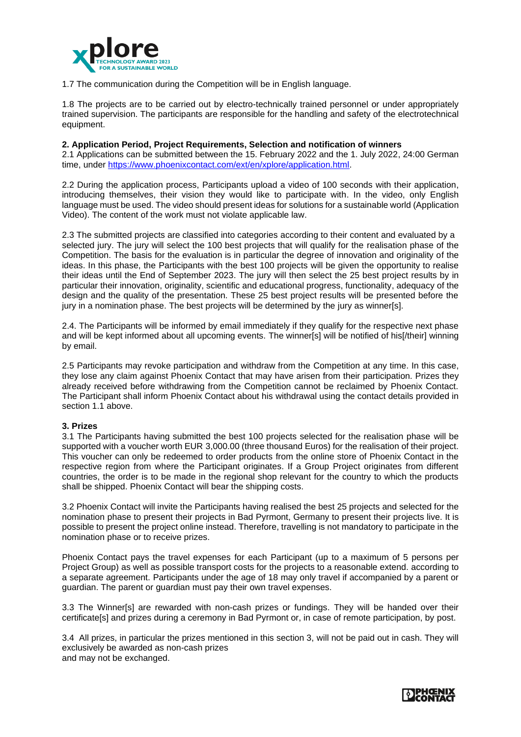1.7 The communication during the Competition will be in English language.

1.8 The projects are to be carried out by electro-technically trained personnel or under appropriately trained supervision. The participants are responsible for the handling and safety of the electrotechnical equipment.

**2. Application Period, Project Requirements, Selection and notification of winners**

2.1 Applications can be submitted between the 15. February 2022 and the 1. July 2022, 24:00 German time, under https://www.phoenixcontact.com/ext/en/xplore/application.html.

2.2 During the application process, Participants upload a video of 100 seconds with their application, introducing themselves, their vision they would like to participate with. In the video, only English language must be used. The video should present ideas for solutions for a sustainable world (Application Video). The content of the work must not violate applicable law.

2.3 The submitted projects are classified into categories according to their content and evaluated by a selected jury. The jury will select the 100 best projects that will qualify for the realisation phase of the Competition. The basis for the evaluation is in particular the degree of innovation and originality of the ideas. In this phase, the Participants with the best 100 projects will be given the opportunity to realise their ideas until the End of September 2023. The jury will then select the 25 best project results by in particular their innovation, originality, scientific and educational progress, functionality, adequacy of the design and the quality of the presentation. These 25 best project results will be presented before the jury in a nomination phase. The best projects will be determined by the jury as winner[s].

2.4. The Participants will be informed by email immediately if they qualify for the respective next phase and will be kept informed about all upcoming events. The winner[s] will be notified of his[/their] winning by email.

2.5 Participants may revoke participation and withdraw from the Competition at any time. In this case, they lose any claim against Phoenix Contact that may have arisen from their participation. Prizes they already received before withdrawing from the Competition cannot be reclaimed by Phoenix Contact. The Participant shall inform Phoenix Contact about his withdrawal using the contact details provided in section 1.1 above.

**3. Prizes**

3.1 The Participants having submitted the best 100 projects selected for the realisation phase will be supported with a voucher worth EUR 3,000.00 (three thousand Euros) for the realisation of their project. This voucher can only be redeemed to order products from the online store of Phoenix Contact in the respective region from where the Participant originates. If a Group Project originates from different countries, the order is to be made in the regional shop relevant for the country to which the products shall be shipped. Phoenix Contact will bear the shipping costs.

3.2 Phoenix Contact will invite the Participants having realised the best 25 projects and selected for the nomination phase to present their projects in Bad Pyrmont, Germany to present their projects live. It is possible to present the project online instead. Therefore, travelling is not mandatory to participate in the nomination phase or to receive prizes.

Phoenix Contact pays the travel expenses for each Participant (up to a maximum of 5 persons per Project Group) as well as possible transport costs for the projects to a reasonable extend. according to a separate agreement. Participants under the age of 18 may only travel if accompanied by a parent or guardian. The parent or guardian must pay their own travel expenses.

3.3 The Winner[s] are rewarded with non-cash prizes or fundings. They will be handed over their certificate[s] and prizes during a ceremony in Bad Pyrmont or, in case of remote participation, by post.

3.4 All prizes, in particular the prizes mentioned in this section 3, will not be paid out in cash. They will exclusively be awarded as non-cash prizes
and may not be exchanged.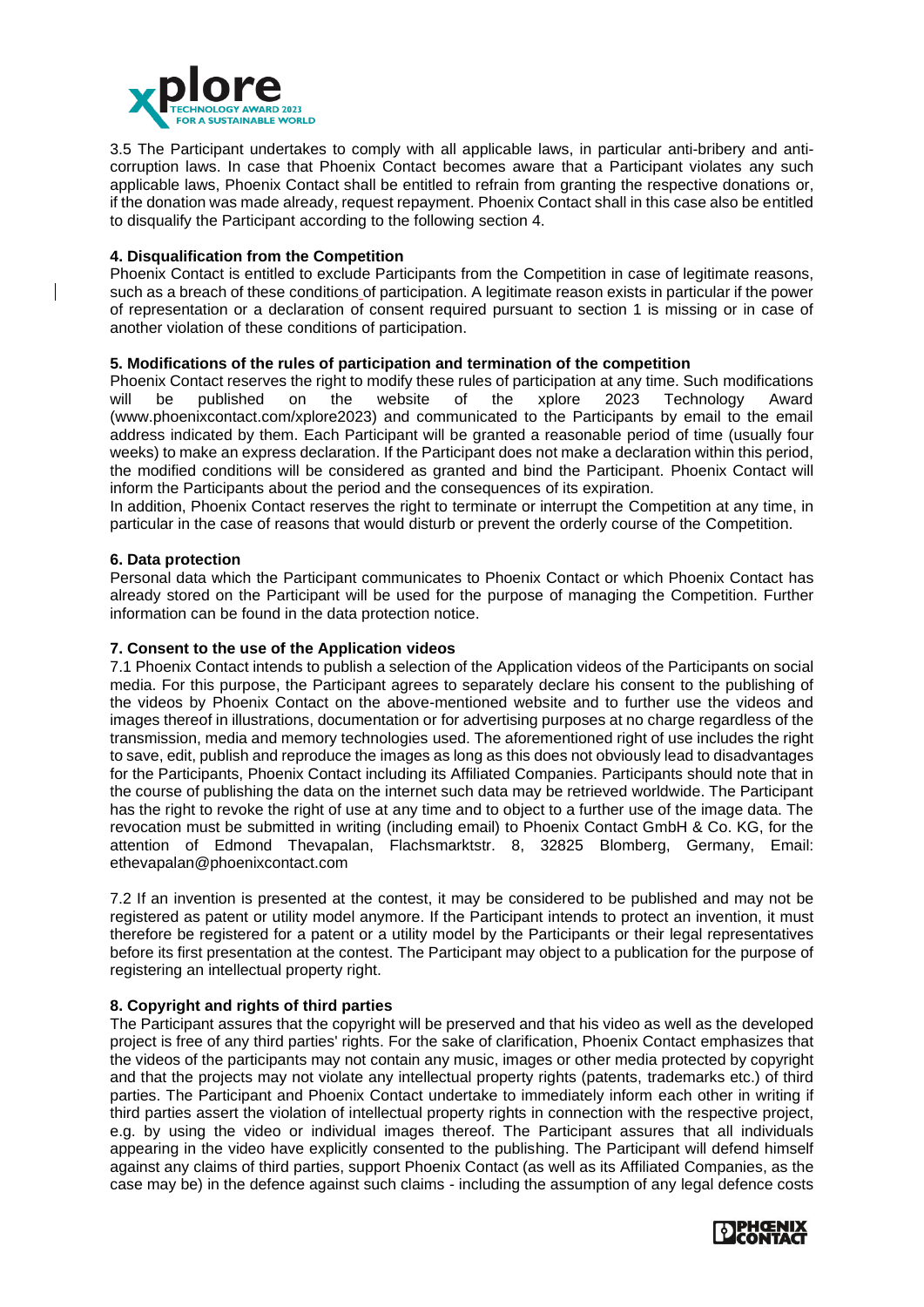3.5 The Participant undertakes to comply with all applicable laws, in particular anti-bribery and anti-corruption laws. In case that Phoenix Contact becomes aware that a Participant violates any such applicable laws, Phoenix Contact shall be entitled to refrain from granting the respective donations or, if the donation was made already, request repayment. Phoenix Contact shall in this case also be entitled to disqualify the Participant according to the following section 4.

**4. Disqualification from the Competition**

Phoenix Contact is entitled to exclude Participants from the Competition in case of legitimate reasons, such as a breach of these conditions of participation. A legitimate reason exists in particular if the power of representation or a declaration of consent required pursuant to section 1 is missing or in case of another violation of these conditions of participation.

**5. Modifications of the rules of participation and termination of the competition**

Phoenix Contact reserves the right to modify these rules of participation at any time. Such modifications will be published on the website of the xplore 2023 Technology Award (www.phoenixcontact.com/xplore2023) and communicated to the Participants by email to the email address indicated by them. Each Participant will be granted a reasonable period of time (usually four weeks) to make an express declaration. If the Participant does not make a declaration within this period, the modified conditions will be considered as granted and bind the Participant. Phoenix Contact will inform the Participants about the period and the consequences of its expiration.

In addition, Phoenix Contact reserves the right to terminate or interrupt the Competition at any time, in particular in the case of reasons that would disturb or prevent the orderly course of the Competition.

**6. Data protection**

Personal data which the Participant communicates to Phoenix Contact or which Phoenix Contact has already stored on the Participant will be used for the purpose of managing the Competition. Further information can be found in the data protection notice.

**7. Consent to the use of the Application videos**

7.1 Phoenix Contact intends to publish a selection of the Application videos of the Participants on social media. For this purpose, the Participant agrees to separately declare his consent to the publishing of the videos by Phoenix Contact on the above-mentioned website and to further use the videos and images thereof in illustrations, documentation or for advertising purposes at no charge regardless of the transmission, media and memory technologies used. The aforementioned right of use includes the right to save, edit, publish and reproduce the images as long as this does not obviously lead to disadvantages for the Participants, Phoenix Contact including its Affiliated Companies. Participants should note that in the course of publishing the data on the internet such data may be retrieved worldwide. The Participant has the right to revoke the right of use at any time and to object to a further use of the image data. The revocation must be submitted in writing (including email) to Phoenix Contact GmbH & Co. KG, for the attention of Edmond Thevapalan, Flachsmarktstr. 8, 32825 Blomberg, Germany, Email: ethevapalan@phoenixcontact.com

7.2 If an invention is presented at the contest, it may be considered to be published and may not be registered as patent or utility model anymore. If the Participant intends to protect an invention, it must therefore be registered for a patent or a utility model by the Participants or their legal representatives before its first presentation at the contest. The Participant may object to a publication for the purpose of registering an intellectual property right.

**8. Copyright and rights of third parties**

The Participant assures that the copyright will be preserved and that his video as well as the developed project is free of any third parties' rights. For the sake of clarification, Phoenix Contact emphasizes that the videos of the participants may not contain any music, images or other media protected by copyright and that the projects may not violate any intellectual property rights (patents, trademarks etc.) of third parties. The Participant and Phoenix Contact undertake to immediately inform each other in writing if third parties assert the violation of intellectual property rights in connection with the respective project, e.g. by using the video or individual images thereof. The Participant assures that all individuals appearing in the video have explicitly consented to the publishing. The Participant will defend himself against any claims of third parties, support Phoenix Contact (as well as its Affiliated Companies, as the case may be) in the defence against such claims - including the assumption of any legal defence costs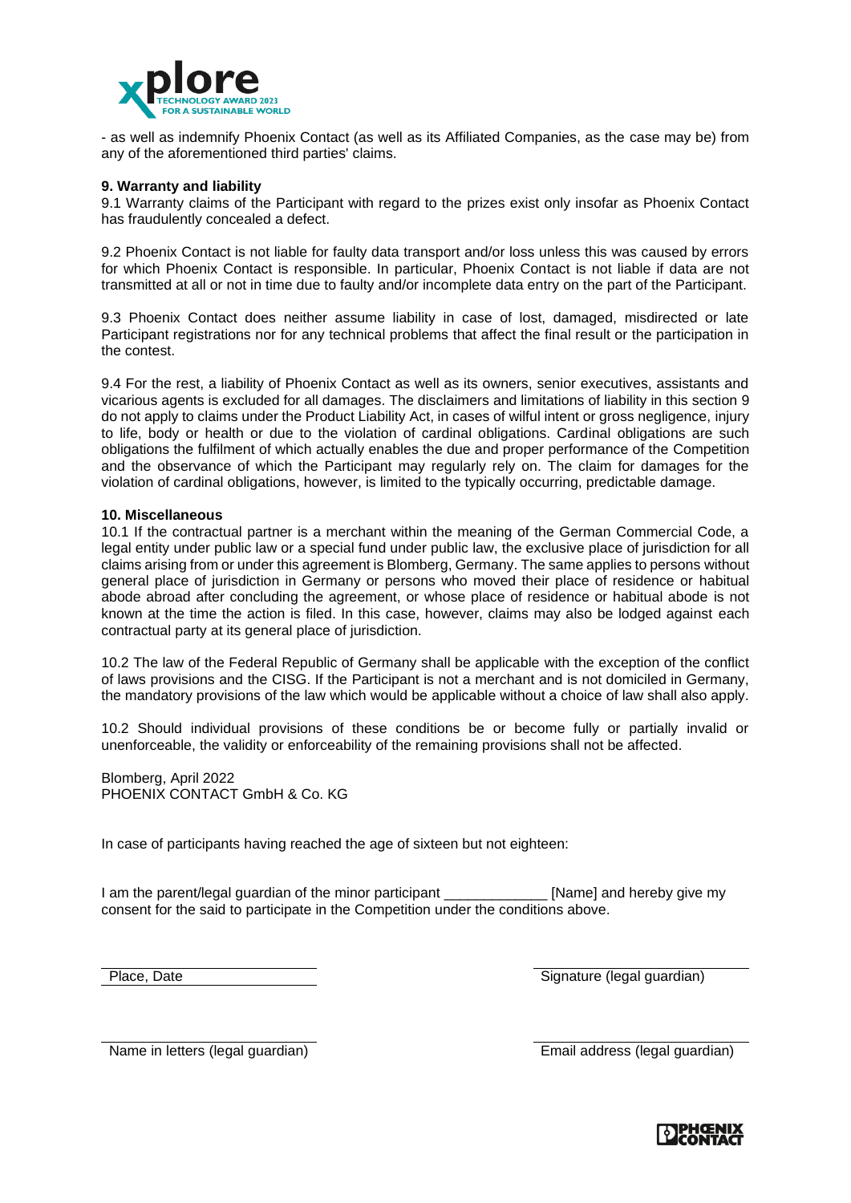- as well as indemnify Phoenix Contact (as well as its Affiliated Companies, as the case may be) from any of the aforementioned third parties' claims.

**9. Warranty and liability**

9.1 Warranty claims of the Participant with regard to the prizes exist only insofar as Phoenix Contact has fraudulently concealed a defect.

9.2 Phoenix Contact is not liable for faulty data transport and/or loss unless this was caused by errors for which Phoenix Contact is responsible. In particular, Phoenix Contact is not liable if data are not transmitted at all or not in time due to faulty and/or incomplete data entry on the part of the Participant.

9.3 Phoenix Contact does neither assume liability in case of lost, damaged, misdirected or late Participant registrations nor for any technical problems that affect the final result or the participation in the contest.

9.4 For the rest, a liability of Phoenix Contact as well as its owners, senior executives, assistants and vicarious agents is excluded for all damages. The disclaimers and limitations of liability in this section 9 do not apply to claims under the Product Liability Act, in cases of wilful intent or gross negligence, injury to life, body or health or due to the violation of cardinal obligations. Cardinal obligations are such obligations the fulfilment of which actually enables the due and proper performance of the Competition and the observance of which the Participant may regularly rely on. The claim for damages for the violation of cardinal obligations, however, is limited to the typically occurring, predictable damage.

**10. Miscellaneous**

10.1 If the contractual partner is a merchant within the meaning of the German Commercial Code, a legal entity under public law or a special fund under public law, the exclusive place of jurisdiction for all claims arising from or under this agreement is Blomberg, Germany. The same applies to persons without general place of jurisdiction in Germany or persons who moved their place of residence or habitual abode abroad after concluding the agreement, or whose place of residence or habitual abode is not known at the time the action is filed. In this case, however, claims may also be lodged against each contractual party at its general place of jurisdiction.

10.2 The law of the Federal Republic of Germany shall be applicable with the exception of the conflict of laws provisions and the CISG. If the Participant is not a merchant and is not domiciled in Germany, the mandatory provisions of the law which would be applicable without a choice of law shall also apply.

10.2 Should individual provisions of these conditions be or become fully or partially invalid or unenforceable, the validity or enforceability of the remaining provisions shall not be affected.

Blomberg, April 2022
PHOENIX CONTACT GmbH & Co. KG

In case of participants having reached the age of sixteen but not eighteen:

I am the parent/legal guardian of the minor participant _____________ [Name] and hereby give my consent for the said to participate in the Competition under the conditions above.

| | |
|---|---|
| Place, Date | Signature (legal guardian) |
| Name in letters (legal guardian) | Email address (legal guardian) |